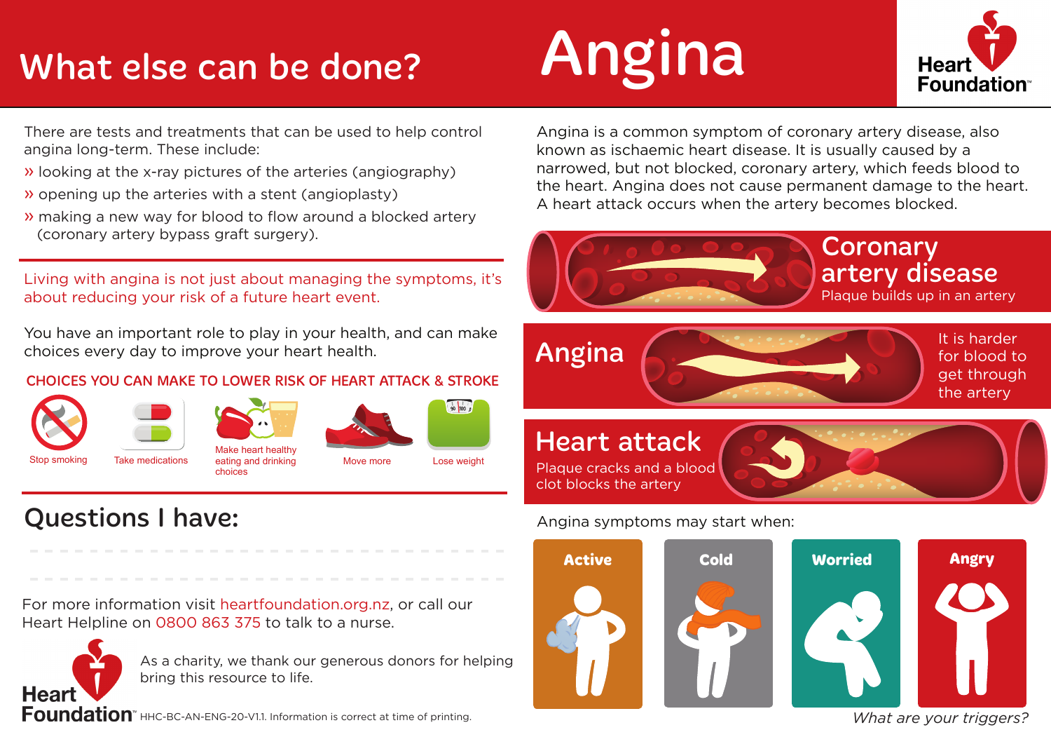# Angina

Angina is a common symptom of coronary artery disease, also known as ischaemic heart disease. It is usually caused by a narrowed, but not blocked, coronary artery, which feeds blood to the heart. Angina does not cause permanent damage to the heart. A heart attack occurs when the artery becomes blocked.

**Coronary artery disease**
Plaque builds up in an artery

**Angina**
It is harder for blood to get through the artery

**Heart attack**
Plaque cracks and a blood clot blocks the artery

Angina symptoms may start when:

- **Active**
- **Cold**
- **Worried**
- **Angry**

*What are your triggers?*

## What else can be done?

There are tests and treatments that can be used to help control angina long-term. These include:

- looking at the x-ray pictures of the arteries (angiography)
- opening up the arteries with a stent (angioplasty)
- making a new way for blood to flow around a blocked artery (coronary artery bypass graft surgery).

Living with angina is not just about managing the symptoms, it's about reducing your risk of a future heart event.

You have an important role to play in your health, and can make choices every day to improve your heart health.

### CHOICES YOU CAN MAKE TO LOWER RISK OF HEART ATTACK & STROKE

- Stop smoking
- Take medications
- Make heart healthy eating and drinking choices
- Move more
- Lose weight

## Questions I have:

For more information visit heartfoundation.org.nz, or call our Heart Helpline on 0800 863 375 to talk to a nurse.

As a charity, we thank our generous donors for helping bring this resource to life.

Heart Foundation™ HHC-BC-AN-ENG-20-V1.1. Information is correct at time of printing.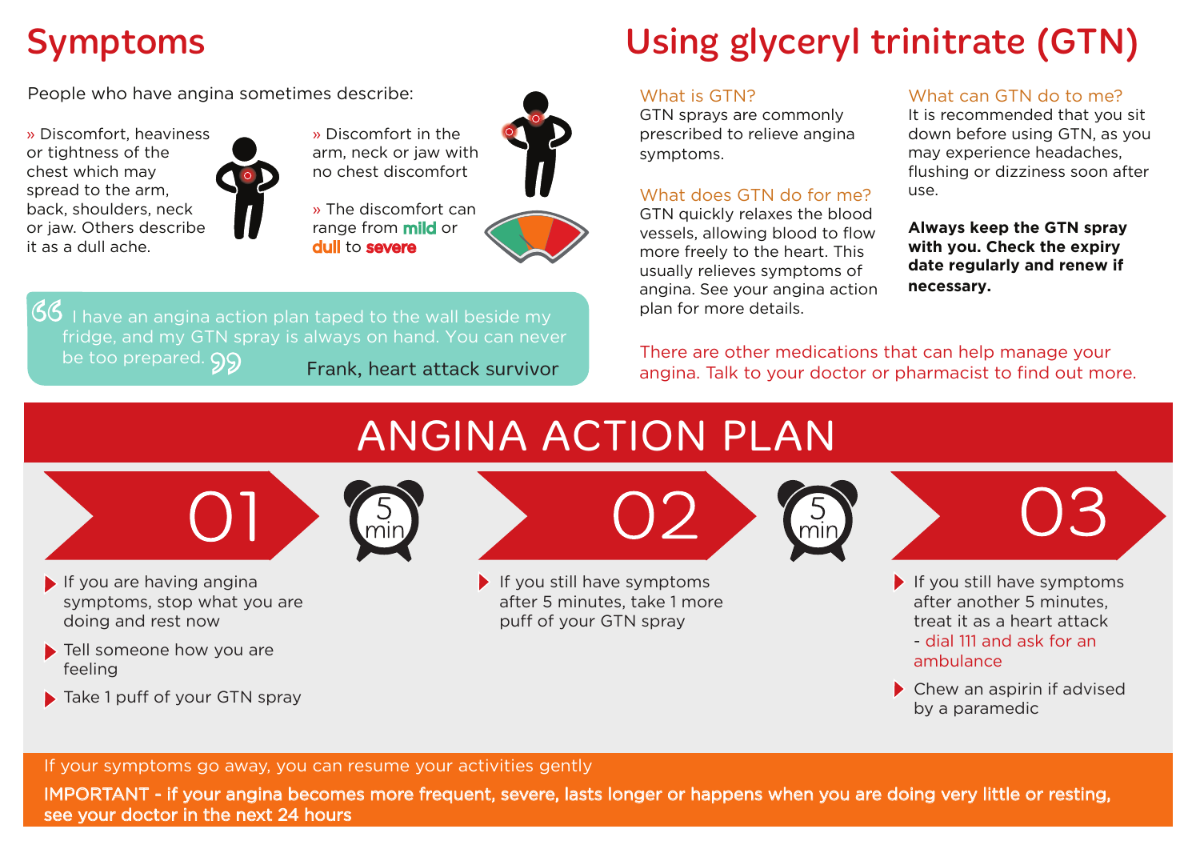# Symptoms

People who have angina sometimes describe:

- » Discomfort, heaviness or tightness of the chest which may spread to the arm, back, shoulders, neck or jaw. Others describe it as a dull ache.
- » Discomfort in the arm, neck or jaw with no chest discomfort
- » The discomfort can range from **mild** or **dull** to **severe**

> I have an angina action plan taped to the wall beside my fridge, and my GTN spray is always on hand. You can never be too prepared.
>
> Frank, heart attack survivor

# Using glyceryl trinitrate (GTN)

### What is GTN?

GTN sprays are commonly prescribed to relieve angina symptoms.

### What does GTN do for me?

GTN quickly relaxes the blood vessels, allowing blood to flow more freely to the heart. This usually relieves symptoms of angina. See your angina action plan for more details.

### What can GTN do to me?

It is recommended that you sit down before using GTN, as you may experience headaches, flushing or dizziness soon after use.

**Always keep the GTN spray with you. Check the expiry date regularly and renew if necessary.**

There are other medications that can help manage your angina. Talk to your doctor or pharmacist to find out more.

# ANGINA ACTION PLAN

## 01

- If you are having angina symptoms, stop what you are doing and rest now
- Tell someone how you are feeling
- Take 1 puff of your GTN spray

5 min

## 02

- If you still have symptoms after 5 minutes, take 1 more puff of your GTN spray

5 min

## 03

- If you still have symptoms after another 5 minutes, treat it as a heart attack - dial 111 and ask for an ambulance
- Chew an aspirin if advised by a paramedic

If your symptoms go away, you can resume your activities gently

**IMPORTANT - if your angina becomes more frequent, severe, lasts longer or happens when you are doing very little or resting, see your doctor in the next 24 hours**